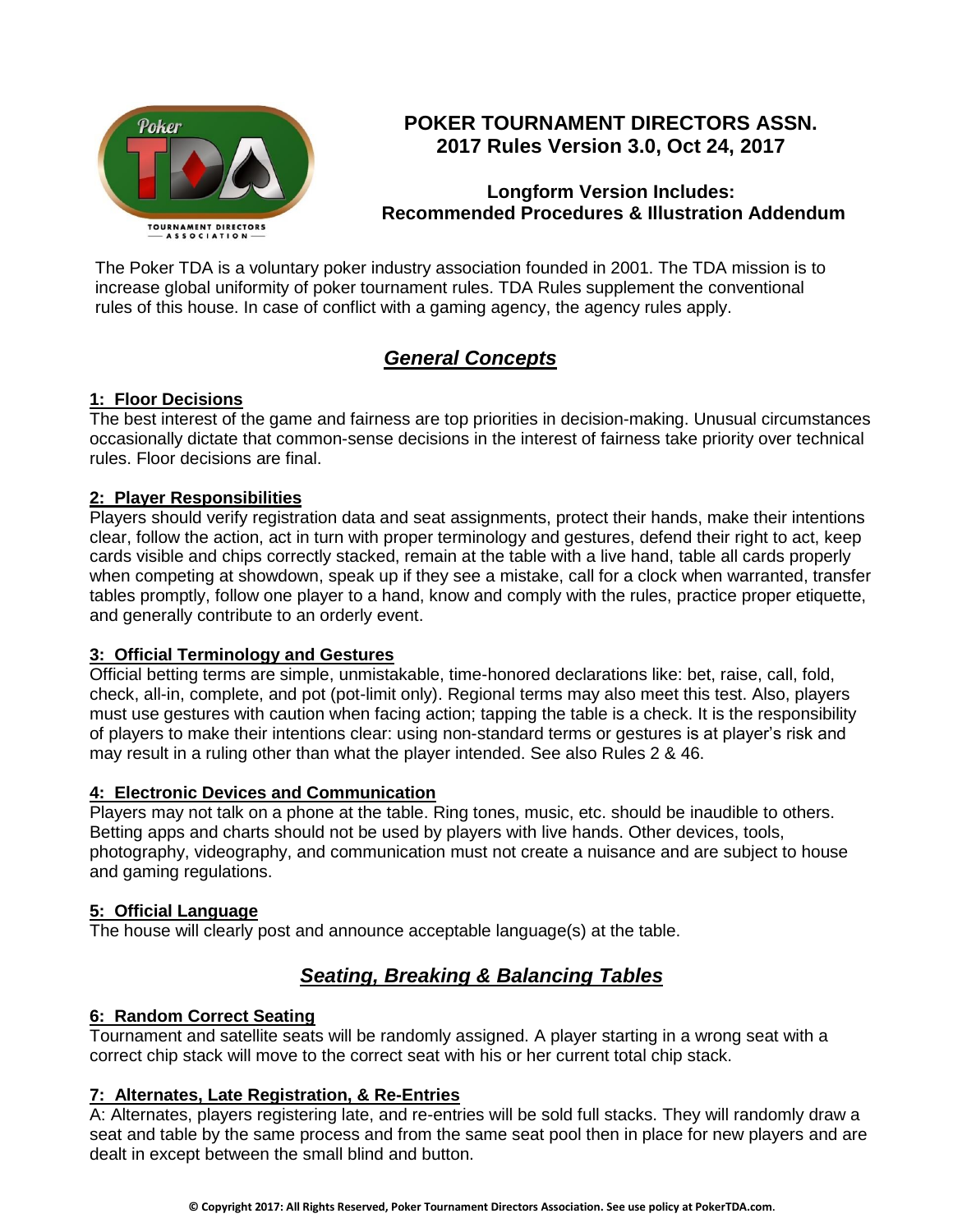# POKER TOURNAMENT DIRECTORS ASSN.
## 2017 Rules Version 3.0, Oct 24, 2017

### Longform Version Includes:
### Recommended Procedures & Illustration Addendum

The Poker TDA is a voluntary poker industry association founded in 2001. The TDA mission is to increase global uniformity of poker tournament rules. TDA Rules supplement the conventional rules of this house. In case of conflict with a gaming agency, the agency rules apply.

## *General Concepts*

### 1: Floor Decisions
The best interest of the game and fairness are top priorities in decision-making. Unusual circumstances occasionally dictate that common-sense decisions in the interest of fairness take priority over technical rules. Floor decisions are final.

### 2: Player Responsibilities
Players should verify registration data and seat assignments, protect their hands, make their intentions clear, follow the action, act in turn with proper terminology and gestures, defend their right to act, keep cards visible and chips correctly stacked, remain at the table with a live hand, table all cards properly when competing at showdown, speak up if they see a mistake, call for a clock when warranted, transfer tables promptly, follow one player to a hand, know and comply with the rules, practice proper etiquette, and generally contribute to an orderly event.

### 3: Official Terminology and Gestures
Official betting terms are simple, unmistakable, time-honored declarations like: bet, raise, call, fold, check, all-in, complete, and pot (pot-limit only). Regional terms may also meet this test. Also, players must use gestures with caution when facing action; tapping the table is a check. It is the responsibility of players to make their intentions clear: using non-standard terms or gestures is at player's risk and may result in a ruling other than what the player intended. See also Rules 2 & 46.

### 4: Electronic Devices and Communication
Players may not talk on a phone at the table. Ring tones, music, etc. should be inaudible to others. Betting apps and charts should not be used by players with live hands. Other devices, tools, photography, videography, and communication must not create a nuisance and are subject to house and gaming regulations.

### 5: Official Language
The house will clearly post and announce acceptable language(s) at the table.

## *Seating, Breaking & Balancing Tables*

### 6: Random Correct Seating
Tournament and satellite seats will be randomly assigned. A player starting in a wrong seat with a correct chip stack will move to the correct seat with his or her current total chip stack.

### 7: Alternates, Late Registration, & Re-Entries
A: Alternates, players registering late, and re-entries will be sold full stacks. They will randomly draw a seat and table by the same process and from the same seat pool then in place for new players and are dealt in except between the small blind and button.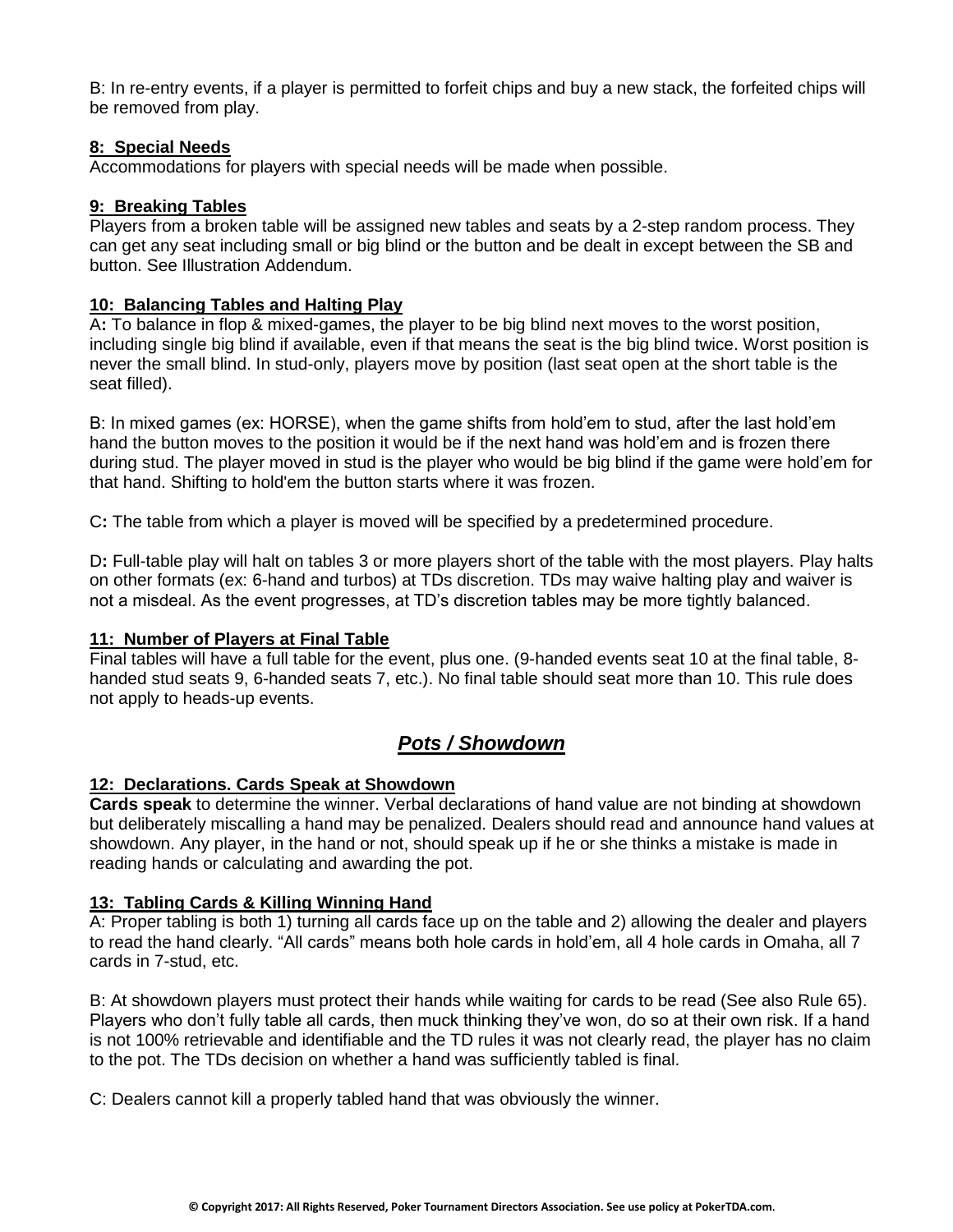B: In re-entry events, if a player is permitted to forfeit chips and buy a new stack, the forfeited chips will be removed from play.

**8: Special Needs**

Accommodations for players with special needs will be made when possible.

**9: Breaking Tables**

Players from a broken table will be assigned new tables and seats by a 2-step random process. They can get any seat including small or big blind or the button and be dealt in except between the SB and button. See Illustration Addendum.

**10: Balancing Tables and Halting Play**

A**:** To balance in flop & mixed-games, the player to be big blind next moves to the worst position, including single big blind if available, even if that means the seat is the big blind twice. Worst position is never the small blind. In stud-only, players move by position (last seat open at the short table is the seat filled).

B: In mixed games (ex: HORSE), when the game shifts from hold'em to stud, after the last hold'em hand the button moves to the position it would be if the next hand was hold'em and is frozen there during stud. The player moved in stud is the player who would be big blind if the game were hold'em for that hand. Shifting to hold'em the button starts where it was frozen.

C**:** The table from which a player is moved will be specified by a predetermined procedure.

D**:** Full-table play will halt on tables 3 or more players short of the table with the most players. Play halts on other formats (ex: 6-hand and turbos) at TDs discretion. TDs may waive halting play and waiver is not a misdeal. As the event progresses, at TD's discretion tables may be more tightly balanced.

**11: Number of Players at Final Table**

Final tables will have a full table for the event, plus one. (9-handed events seat 10 at the final table, 8-handed stud seats 9, 6-handed seats 7, etc.). No final table should seat more than 10. This rule does not apply to heads-up events.

## *Pots / Showdown*

**12: Declarations. Cards Speak at Showdown**

**Cards speak** to determine the winner. Verbal declarations of hand value are not binding at showdown but deliberately miscalling a hand may be penalized. Dealers should read and announce hand values at showdown. Any player, in the hand or not, should speak up if he or she thinks a mistake is made in reading hands or calculating and awarding the pot.

**13: Tabling Cards & Killing Winning Hand**

A: Proper tabling is both 1) turning all cards face up on the table and 2) allowing the dealer and players to read the hand clearly. "All cards" means both hole cards in hold'em, all 4 hole cards in Omaha, all 7 cards in 7-stud, etc.

B: At showdown players must protect their hands while waiting for cards to be read (See also Rule 65). Players who don't fully table all cards, then muck thinking they've won, do so at their own risk. If a hand is not 100% retrievable and identifiable and the TD rules it was not clearly read, the player has no claim to the pot. The TDs decision on whether a hand was sufficiently tabled is final.

C: Dealers cannot kill a properly tabled hand that was obviously the winner.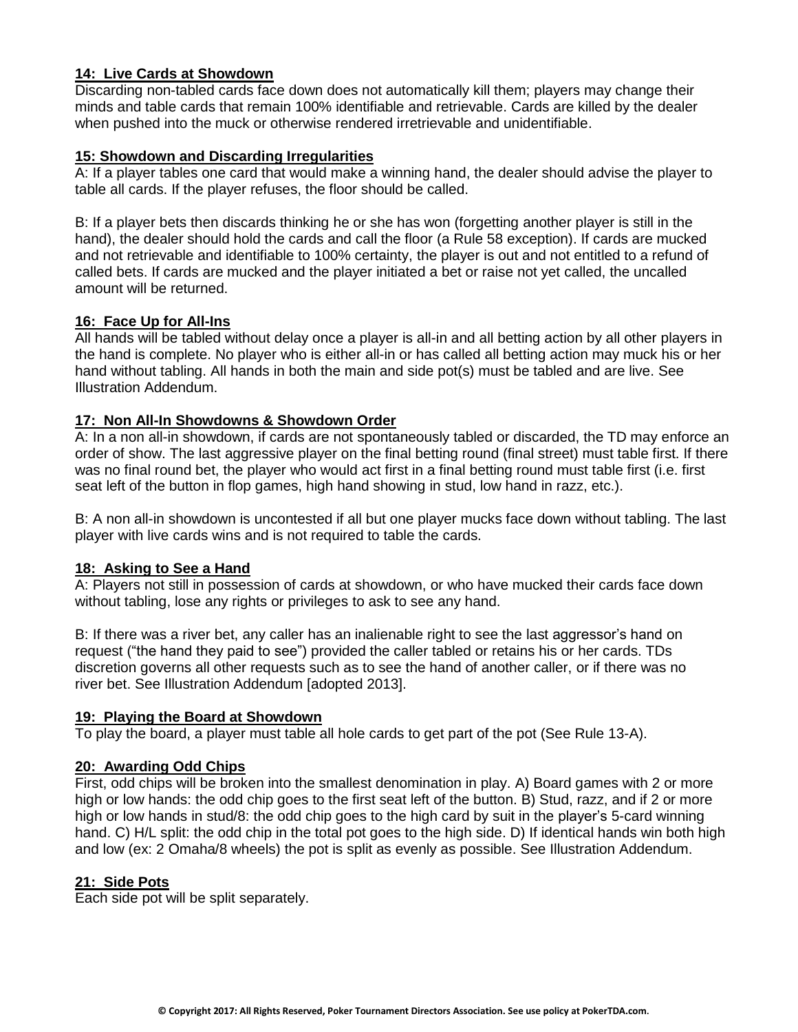**14: Live Cards at Showdown**

Discarding non-tabled cards face down does not automatically kill them; players may change their minds and table cards that remain 100% identifiable and retrievable. Cards are killed by the dealer when pushed into the muck or otherwise rendered irretrievable and unidentifiable.

**15: Showdown and Discarding Irregularities**

A: If a player tables one card that would make a winning hand, the dealer should advise the player to table all cards. If the player refuses, the floor should be called.

B: If a player bets then discards thinking he or she has won (forgetting another player is still in the hand), the dealer should hold the cards and call the floor (a Rule 58 exception). If cards are mucked and not retrievable and identifiable to 100% certainty, the player is out and not entitled to a refund of called bets. If cards are mucked and the player initiated a bet or raise not yet called, the uncalled amount will be returned.

**16: Face Up for All-Ins**

All hands will be tabled without delay once a player is all-in and all betting action by all other players in the hand is complete. No player who is either all-in or has called all betting action may muck his or her hand without tabling. All hands in both the main and side pot(s) must be tabled and are live. See Illustration Addendum.

**17: Non All-In Showdowns & Showdown Order**

A: In a non all-in showdown, if cards are not spontaneously tabled or discarded, the TD may enforce an order of show. The last aggressive player on the final betting round (final street) must table first. If there was no final round bet, the player who would act first in a final betting round must table first (i.e. first seat left of the button in flop games, high hand showing in stud, low hand in razz, etc.).

B: A non all-in showdown is uncontested if all but one player mucks face down without tabling. The last player with live cards wins and is not required to table the cards.

**18: Asking to See a Hand**

A: Players not still in possession of cards at showdown, or who have mucked their cards face down without tabling, lose any rights or privileges to ask to see any hand.

B: If there was a river bet, any caller has an inalienable right to see the last aggressor's hand on request ("the hand they paid to see") provided the caller tabled or retains his or her cards. TDs discretion governs all other requests such as to see the hand of another caller, or if there was no river bet. See Illustration Addendum [adopted 2013].

**19: Playing the Board at Showdown**

To play the board, a player must table all hole cards to get part of the pot (See Rule 13-A).

**20: Awarding Odd Chips**

First, odd chips will be broken into the smallest denomination in play. A) Board games with 2 or more high or low hands: the odd chip goes to the first seat left of the button. B) Stud, razz, and if 2 or more high or low hands in stud/8: the odd chip goes to the high card by suit in the player's 5-card winning hand. C) H/L split: the odd chip in the total pot goes to the high side. D) If identical hands win both high and low (ex: 2 Omaha/8 wheels) the pot is split as evenly as possible. See Illustration Addendum.

**21: Side Pots**

Each side pot will be split separately.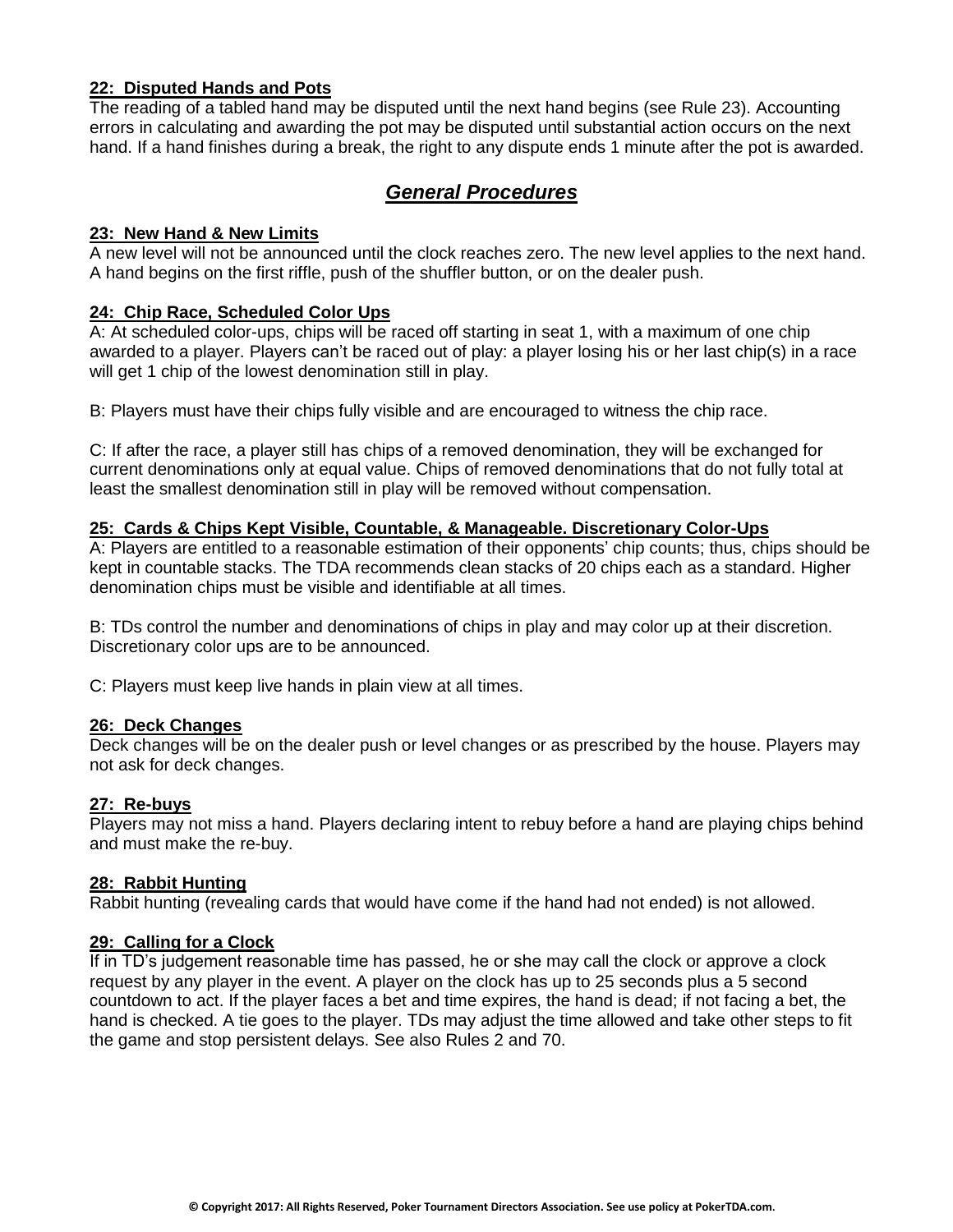**22: Disputed Hands and Pots**

The reading of a tabled hand may be disputed until the next hand begins (see Rule 23). Accounting errors in calculating and awarding the pot may be disputed until substantial action occurs on the next hand. If a hand finishes during a break, the right to any dispute ends 1 minute after the pot is awarded.

## *General Procedures*

**23: New Hand & New Limits**

A new level will not be announced until the clock reaches zero. The new level applies to the next hand. A hand begins on the first riffle, push of the shuffler button, or on the dealer push.

**24: Chip Race, Scheduled Color Ups**

A: At scheduled color-ups, chips will be raced off starting in seat 1, with a maximum of one chip awarded to a player. Players can't be raced out of play: a player losing his or her last chip(s) in a race will get 1 chip of the lowest denomination still in play.

B: Players must have their chips fully visible and are encouraged to witness the chip race.

C: If after the race, a player still has chips of a removed denomination, they will be exchanged for current denominations only at equal value. Chips of removed denominations that do not fully total at least the smallest denomination still in play will be removed without compensation.

**25: Cards & Chips Kept Visible, Countable, & Manageable. Discretionary Color-Ups**

A: Players are entitled to a reasonable estimation of their opponents' chip counts; thus, chips should be kept in countable stacks. The TDA recommends clean stacks of 20 chips each as a standard. Higher denomination chips must be visible and identifiable at all times.

B: TDs control the number and denominations of chips in play and may color up at their discretion. Discretionary color ups are to be announced.

C: Players must keep live hands in plain view at all times.

**26: Deck Changes**

Deck changes will be on the dealer push or level changes or as prescribed by the house. Players may not ask for deck changes.

**27: Re-buys**

Players may not miss a hand. Players declaring intent to rebuy before a hand are playing chips behind and must make the re-buy.

**28: Rabbit Hunting**

Rabbit hunting (revealing cards that would have come if the hand had not ended) is not allowed.

**29: Calling for a Clock**

If in TD's judgement reasonable time has passed, he or she may call the clock or approve a clock request by any player in the event. A player on the clock has up to 25 seconds plus a 5 second countdown to act. If the player faces a bet and time expires, the hand is dead; if not facing a bet, the hand is checked. A tie goes to the player. TDs may adjust the time allowed and take other steps to fit the game and stop persistent delays. See also Rules 2 and 70.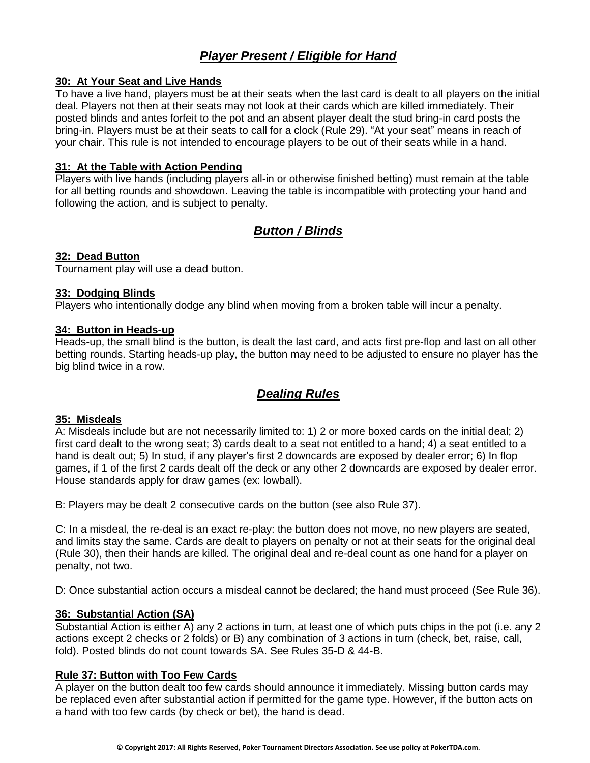## *Player Present / Eligible for Hand*

### 30: At Your Seat and Live Hands

To have a live hand, players must be at their seats when the last card is dealt to all players on the initial deal. Players not then at their seats may not look at their cards which are killed immediately. Their posted blinds and antes forfeit to the pot and an absent player dealt the stud bring-in card posts the bring-in. Players must be at their seats to call for a clock (Rule 29). "At your seat" means in reach of your chair. This rule is not intended to encourage players to be out of their seats while in a hand.

### 31: At the Table with Action Pending

Players with live hands (including players all-in or otherwise finished betting) must remain at the table for all betting rounds and showdown. Leaving the table is incompatible with protecting your hand and following the action, and is subject to penalty.

## *Button / Blinds*

### 32: Dead Button

Tournament play will use a dead button.

### 33: Dodging Blinds

Players who intentionally dodge any blind when moving from a broken table will incur a penalty.

### 34: Button in Heads-up

Heads-up, the small blind is the button, is dealt the last card, and acts first pre-flop and last on all other betting rounds. Starting heads-up play, the button may need to be adjusted to ensure no player has the big blind twice in a row.

## *Dealing Rules*

### 35: Misdeals

A: Misdeals include but are not necessarily limited to: 1) 2 or more boxed cards on the initial deal; 2) first card dealt to the wrong seat; 3) cards dealt to a seat not entitled to a hand; 4) a seat entitled to a hand is dealt out; 5) In stud, if any player's first 2 downcards are exposed by dealer error; 6) In flop games, if 1 of the first 2 cards dealt off the deck or any other 2 downcards are exposed by dealer error. House standards apply for draw games (ex: lowball).

B: Players may be dealt 2 consecutive cards on the button (see also Rule 37).

C: In a misdeal, the re-deal is an exact re-play: the button does not move, no new players are seated, and limits stay the same. Cards are dealt to players on penalty or not at their seats for the original deal (Rule 30), then their hands are killed. The original deal and re-deal count as one hand for a player on penalty, not two.

D: Once substantial action occurs a misdeal cannot be declared; the hand must proceed (See Rule 36).

### 36: Substantial Action (SA)

Substantial Action is either A) any 2 actions in turn, at least one of which puts chips in the pot (i.e. any 2 actions except 2 checks or 2 folds) or B) any combination of 3 actions in turn (check, bet, raise, call, fold). Posted blinds do not count towards SA. See Rules 35-D & 44-B.

### Rule 37: Button with Too Few Cards

A player on the button dealt too few cards should announce it immediately. Missing button cards may be replaced even after substantial action if permitted for the game type. However, if the button acts on a hand with too few cards (by check or bet), the hand is dead.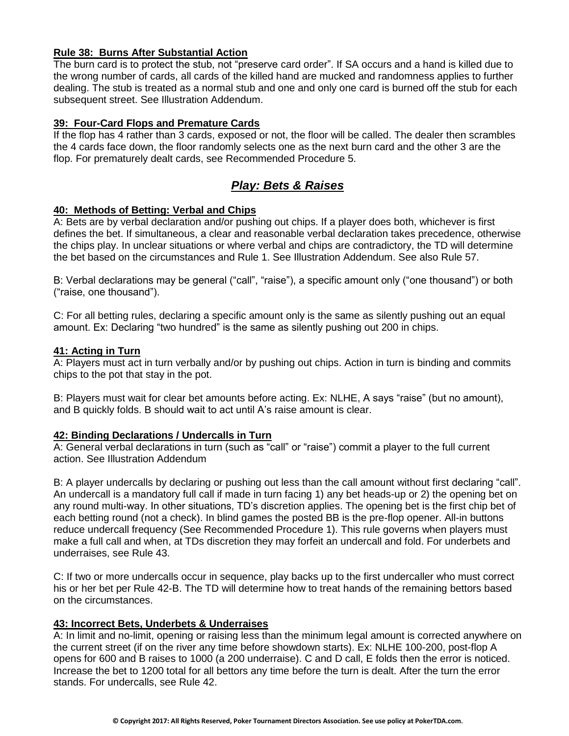### Rule 38: Burns After Substantial Action

The burn card is to protect the stub, not "preserve card order". If SA occurs and a hand is killed due to the wrong number of cards, all cards of the killed hand are mucked and randomness applies to further dealing. The stub is treated as a normal stub and one and only one card is burned off the stub for each subsequent street. See Illustration Addendum.

### 39: Four-Card Flops and Premature Cards

If the flop has 4 rather than 3 cards, exposed or not, the floor will be called. The dealer then scrambles the 4 cards face down, the floor randomly selects one as the next burn card and the other 3 are the flop. For prematurely dealt cards, see Recommended Procedure 5.

## *Play: Bets & Raises*

### 40: Methods of Betting: Verbal and Chips

A: Bets are by verbal declaration and/or pushing out chips. If a player does both, whichever is first defines the bet. If simultaneous, a clear and reasonable verbal declaration takes precedence, otherwise the chips play. In unclear situations or where verbal and chips are contradictory, the TD will determine the bet based on the circumstances and Rule 1. See Illustration Addendum. See also Rule 57.

B: Verbal declarations may be general ("call", "raise"), a specific amount only ("one thousand") or both ("raise, one thousand").

C: For all betting rules, declaring a specific amount only is the same as silently pushing out an equal amount. Ex: Declaring "two hundred" is the same as silently pushing out 200 in chips.

### 41: Acting in Turn

A: Players must act in turn verbally and/or by pushing out chips. Action in turn is binding and commits chips to the pot that stay in the pot.

B: Players must wait for clear bet amounts before acting. Ex: NLHE, A says "raise" (but no amount), and B quickly folds. B should wait to act until A's raise amount is clear.

### 42: Binding Declarations / Undercalls in Turn

A: General verbal declarations in turn (such as "call" or "raise") commit a player to the full current action. See Illustration Addendum

B: A player undercalls by declaring or pushing out less than the call amount without first declaring "call". An undercall is a mandatory full call if made in turn facing 1) any bet heads-up or 2) the opening bet on any round multi-way. In other situations, TD's discretion applies. The opening bet is the first chip bet of each betting round (not a check). In blind games the posted BB is the pre-flop opener. All-in buttons reduce undercall frequency (See Recommended Procedure 1). This rule governs when players must make a full call and when, at TDs discretion they may forfeit an undercall and fold. For underbets and underraises, see Rule 43.

C: If two or more undercalls occur in sequence, play backs up to the first undercaller who must correct his or her bet per Rule 42-B. The TD will determine how to treat hands of the remaining bettors based on the circumstances.

### 43: Incorrect Bets, Underbets & Underraises

A: In limit and no-limit, opening or raising less than the minimum legal amount is corrected anywhere on the current street (if on the river any time before showdown starts). Ex: NLHE 100-200, post-flop A opens for 600 and B raises to 1000 (a 200 underraise). C and D call, E folds then the error is noticed. Increase the bet to 1200 total for all bettors any time before the turn is dealt. After the turn the error stands. For undercalls, see Rule 42.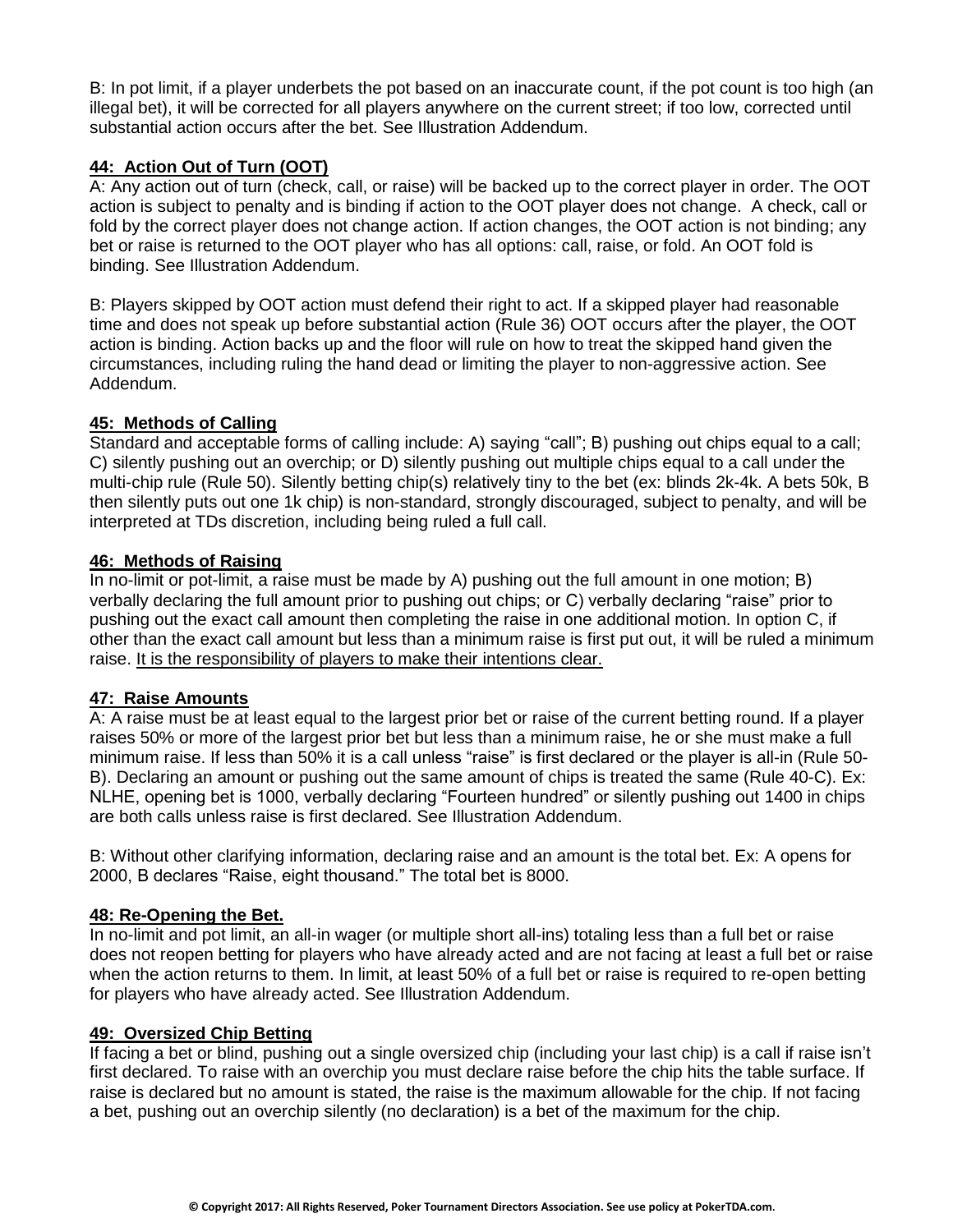B: In pot limit, if a player underbets the pot based on an inaccurate count, if the pot count is too high (an illegal bet), it will be corrected for all players anywhere on the current street; if too low, corrected until substantial action occurs after the bet. See Illustration Addendum.

### 44:  Action Out of Turn (OOT)

A: Any action out of turn (check, call, or raise) will be backed up to the correct player in order. The OOT action is subject to penalty and is binding if action to the OOT player does not change.  A check, call or fold by the correct player does not change action. If action changes, the OOT action is not binding; any bet or raise is returned to the OOT player who has all options: call, raise, or fold. An OOT fold is binding. See Illustration Addendum.

B: Players skipped by OOT action must defend their right to act. If a skipped player had reasonable time and does not speak up before substantial action (Rule 36) OOT occurs after the player, the OOT action is binding. Action backs up and the floor will rule on how to treat the skipped hand given the circumstances, including ruling the hand dead or limiting the player to non-aggressive action. See Addendum.

### 45:  Methods of Calling

Standard and acceptable forms of calling include: A) saying “call”; B) pushing out chips equal to a call; C) silently pushing out an overchip; or D) silently pushing out multiple chips equal to a call under the multi-chip rule (Rule 50). Silently betting chip(s) relatively tiny to the bet (ex: blinds 2k-4k. A bets 50k, B then silently puts out one 1k chip) is non-standard, strongly discouraged, subject to penalty, and will be interpreted at TDs discretion, including being ruled a full call.

### 46:  Methods of Raising

In no-limit or pot-limit, a raise must be made by A) pushing out the full amount in one motion; B) verbally declaring the full amount prior to pushing out chips; or C) verbally declaring “raise” prior to pushing out the exact call amount then completing the raise in one additional motion. In option C, if other than the exact call amount but less than a minimum raise is first put out, it will be ruled a minimum raise. <u>It is the responsibility of players to make their intentions clear.</u>

### 47:  Raise Amounts

A: A raise must be at least equal to the largest prior bet or raise of the current betting round. If a player raises 50% or more of the largest prior bet but less than a minimum raise, he or she must make a full minimum raise. If less than 50% it is a call unless “raise” is first declared or the player is all-in (Rule 50-B). Declaring an amount or pushing out the same amount of chips is treated the same (Rule 40-C). Ex: NLHE, opening bet is 1000, verbally declaring “Fourteen hundred” or silently pushing out 1400 in chips are both calls unless raise is first declared. See Illustration Addendum.

B: Without other clarifying information, declaring raise and an amount is the total bet. Ex: A opens for 2000, B declares “Raise, eight thousand.” The total bet is 8000.

### 48: Re-Opening the Bet.

In no-limit and pot limit, an all-in wager (or multiple short all-ins) totaling less than a full bet or raise does not reopen betting for players who have already acted and are not facing at least a full bet or raise when the action returns to them. In limit, at least 50% of a full bet or raise is required to re-open betting for players who have already acted. See Illustration Addendum.

### 49:  Oversized Chip Betting

If facing a bet or blind, pushing out a single oversized chip (including your last chip) is a call if raise isn’t first declared. To raise with an overchip you must declare raise before the chip hits the table surface. If raise is declared but no amount is stated, the raise is the maximum allowable for the chip. If not facing a bet, pushing out an overchip silently (no declaration) is a bet of the maximum for the chip.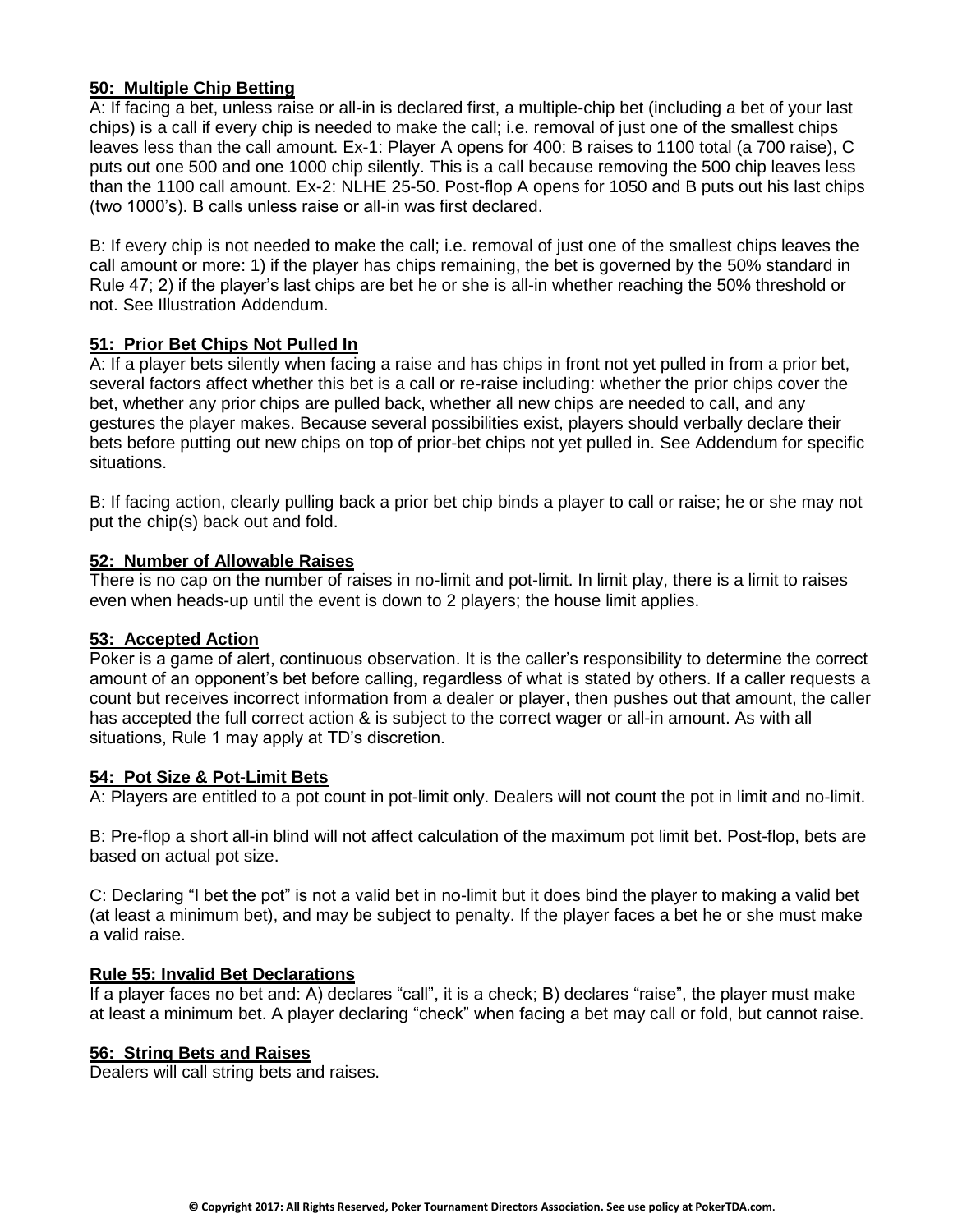**50: Multiple Chip Betting**

A: If facing a bet, unless raise or all-in is declared first, a multiple-chip bet (including a bet of your last chips) is a call if every chip is needed to make the call; i.e. removal of just one of the smallest chips leaves less than the call amount. Ex-1: Player A opens for 400: B raises to 1100 total (a 700 raise), C puts out one 500 and one 1000 chip silently. This is a call because removing the 500 chip leaves less than the 1100 call amount. Ex-2: NLHE 25-50. Post-flop A opens for 1050 and B puts out his last chips (two 1000's). B calls unless raise or all-in was first declared.

B: If every chip is not needed to make the call; i.e. removal of just one of the smallest chips leaves the call amount or more: 1) if the player has chips remaining, the bet is governed by the 50% standard in Rule 47; 2) if the player's last chips are bet he or she is all-in whether reaching the 50% threshold or not. See Illustration Addendum.

**51: Prior Bet Chips Not Pulled In**

A: If a player bets silently when facing a raise and has chips in front not yet pulled in from a prior bet, several factors affect whether this bet is a call or re-raise including: whether the prior chips cover the bet, whether any prior chips are pulled back, whether all new chips are needed to call, and any gestures the player makes. Because several possibilities exist, players should verbally declare their bets before putting out new chips on top of prior-bet chips not yet pulled in. See Addendum for specific situations.

B: If facing action, clearly pulling back a prior bet chip binds a player to call or raise; he or she may not put the chip(s) back out and fold.

**52: Number of Allowable Raises**

There is no cap on the number of raises in no-limit and pot-limit. In limit play, there is a limit to raises even when heads-up until the event is down to 2 players; the house limit applies.

**53: Accepted Action**

Poker is a game of alert, continuous observation. It is the caller's responsibility to determine the correct amount of an opponent's bet before calling, regardless of what is stated by others. If a caller requests a count but receives incorrect information from a dealer or player, then pushes out that amount, the caller has accepted the full correct action & is subject to the correct wager or all-in amount. As with all situations, Rule 1 may apply at TD's discretion.

**54: Pot Size & Pot-Limit Bets**

A: Players are entitled to a pot count in pot-limit only. Dealers will not count the pot in limit and no-limit.

B: Pre-flop a short all-in blind will not affect calculation of the maximum pot limit bet. Post-flop, bets are based on actual pot size.

C: Declaring "I bet the pot" is not a valid bet in no-limit but it does bind the player to making a valid bet (at least a minimum bet), and may be subject to penalty. If the player faces a bet he or she must make a valid raise.

**Rule 55: Invalid Bet Declarations**

If a player faces no bet and: A) declares "call", it is a check; B) declares "raise", the player must make at least a minimum bet. A player declaring "check" when facing a bet may call or fold, but cannot raise.

**56: String Bets and Raises**

Dealers will call string bets and raises.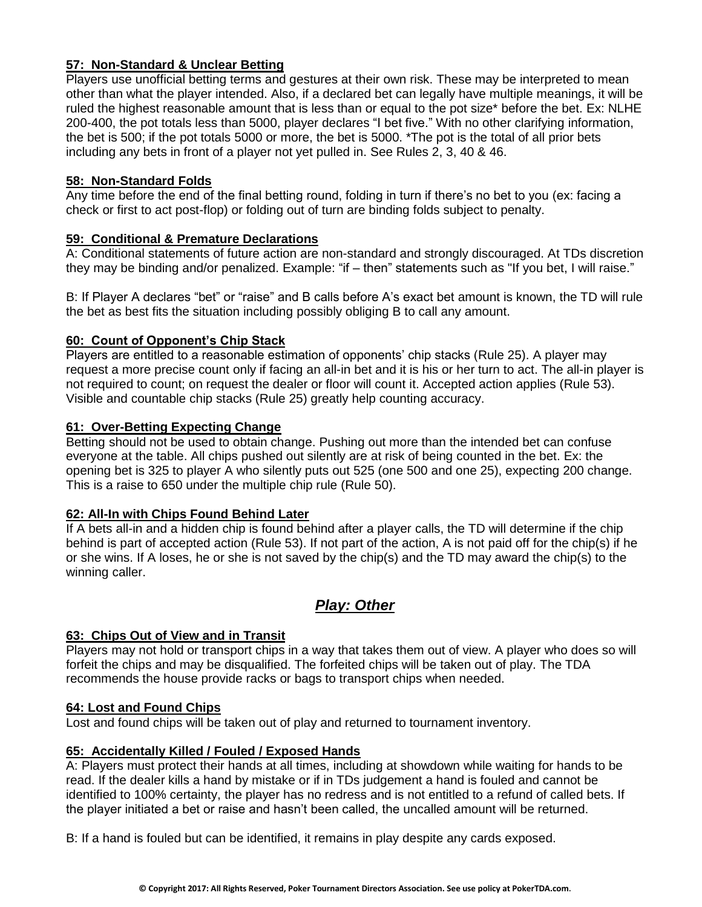### 57: Non-Standard & Unclear Betting

Players use unofficial betting terms and gestures at their own risk. These may be interpreted to mean other than what the player intended. Also, if a declared bet can legally have multiple meanings, it will be ruled the highest reasonable amount that is less than or equal to the pot size* before the bet. Ex: NLHE 200-400, the pot totals less than 5000, player declares "I bet five." With no other clarifying information, the bet is 500; if the pot totals 5000 or more, the bet is 5000. *The pot is the total of all prior bets including any bets in front of a player not yet pulled in. See Rules 2, 3, 40 & 46.

### 58: Non-Standard Folds

Any time before the end of the final betting round, folding in turn if there's no bet to you (ex: facing a check or first to act post-flop) or folding out of turn are binding folds subject to penalty.

### 59: Conditional & Premature Declarations

A: Conditional statements of future action are non-standard and strongly discouraged. At TDs discretion they may be binding and/or penalized. Example: "if – then" statements such as "If you bet, I will raise."

B: If Player A declares "bet" or "raise" and B calls before A's exact bet amount is known, the TD will rule the bet as best fits the situation including possibly obliging B to call any amount.

### 60: Count of Opponent's Chip Stack

Players are entitled to a reasonable estimation of opponents' chip stacks (Rule 25). A player may request a more precise count only if facing an all-in bet and it is his or her turn to act. The all-in player is not required to count; on request the dealer or floor will count it. Accepted action applies (Rule 53). Visible and countable chip stacks (Rule 25) greatly help counting accuracy.

### 61: Over-Betting Expecting Change

Betting should not be used to obtain change. Pushing out more than the intended bet can confuse everyone at the table. All chips pushed out silently are at risk of being counted in the bet. Ex: the opening bet is 325 to player A who silently puts out 525 (one 500 and one 25), expecting 200 change. This is a raise to 650 under the multiple chip rule (Rule 50).

### 62: All-In with Chips Found Behind Later

If A bets all-in and a hidden chip is found behind after a player calls, the TD will determine if the chip behind is part of accepted action (Rule 53). If not part of the action, A is not paid off for the chip(s) if he or she wins. If A loses, he or she is not saved by the chip(s) and the TD may award the chip(s) to the winning caller.

## *Play: Other*

### 63: Chips Out of View and in Transit

Players may not hold or transport chips in a way that takes them out of view. A player who does so will forfeit the chips and may be disqualified. The forfeited chips will be taken out of play. The TDA recommends the house provide racks or bags to transport chips when needed.

### 64: Lost and Found Chips

Lost and found chips will be taken out of play and returned to tournament inventory.

### 65: Accidentally Killed / Fouled / Exposed Hands

A: Players must protect their hands at all times, including at showdown while waiting for hands to be read. If the dealer kills a hand by mistake or if in TDs judgement a hand is fouled and cannot be identified to 100% certainty, the player has no redress and is not entitled to a refund of called bets. If the player initiated a bet or raise and hasn't been called, the uncalled amount will be returned.

B: If a hand is fouled but can be identified, it remains in play despite any cards exposed.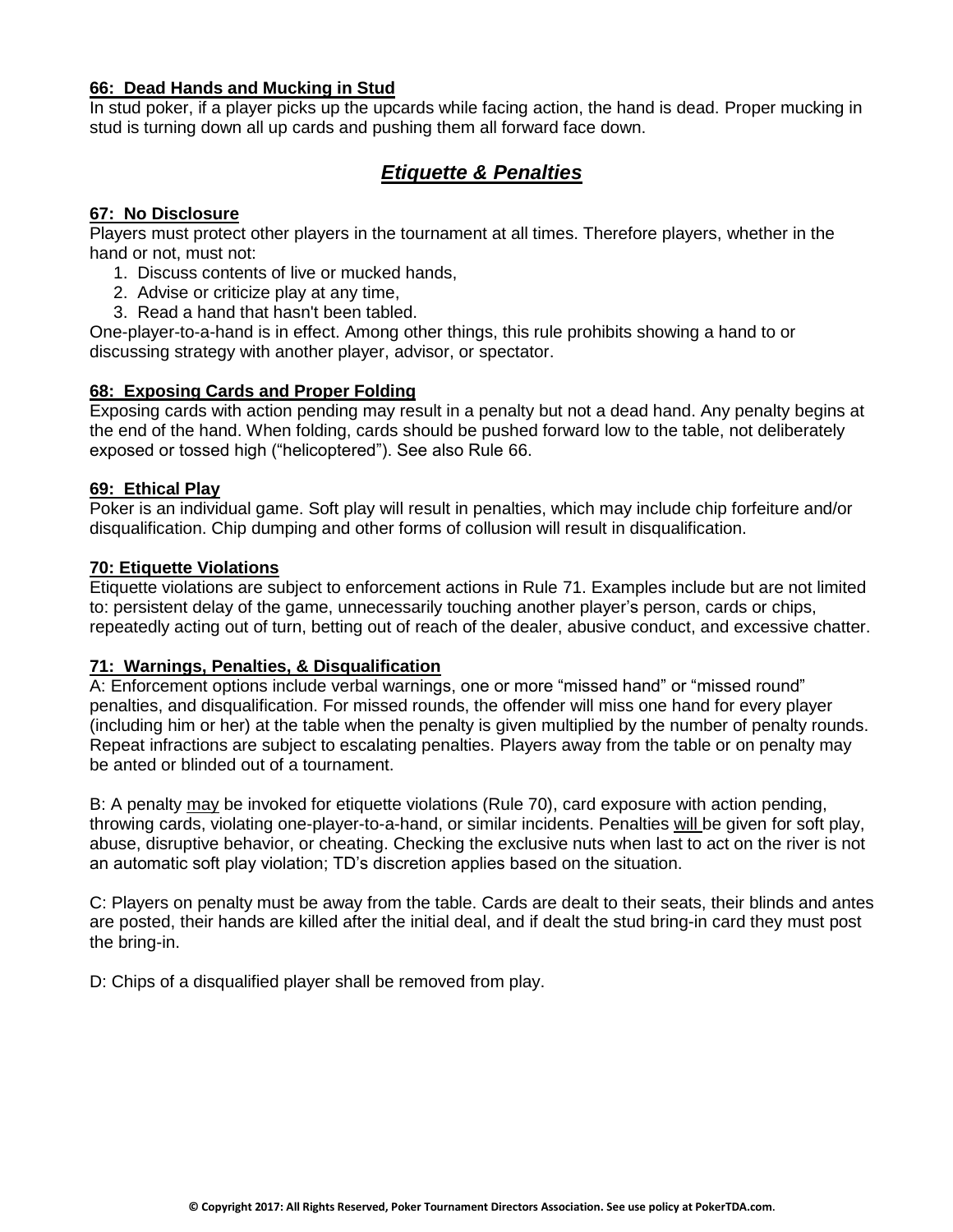### 66: Dead Hands and Mucking in Stud

In stud poker, if a player picks up the upcards while facing action, the hand is dead. Proper mucking in stud is turning down all up cards and pushing them all forward face down.

## *Etiquette & Penalties*

### 67: No Disclosure

Players must protect other players in the tournament at all times. Therefore players, whether in the hand or not, must not:

1. Discuss contents of live or mucked hands,
2. Advise or criticize play at any time,
3. Read a hand that hasn't been tabled.

One-player-to-a-hand is in effect. Among other things, this rule prohibits showing a hand to or discussing strategy with another player, advisor, or spectator.

### 68: Exposing Cards and Proper Folding

Exposing cards with action pending may result in a penalty but not a dead hand. Any penalty begins at the end of the hand. When folding, cards should be pushed forward low to the table, not deliberately exposed or tossed high ("helicoptered"). See also Rule 66.

### 69: Ethical Play

Poker is an individual game. Soft play will result in penalties, which may include chip forfeiture and/or disqualification. Chip dumping and other forms of collusion will result in disqualification.

### 70: Etiquette Violations

Etiquette violations are subject to enforcement actions in Rule 71. Examples include but are not limited to: persistent delay of the game, unnecessarily touching another player's person, cards or chips, repeatedly acting out of turn, betting out of reach of the dealer, abusive conduct, and excessive chatter.

### 71: Warnings, Penalties, & Disqualification

A: Enforcement options include verbal warnings, one or more "missed hand" or "missed round" penalties, and disqualification. For missed rounds, the offender will miss one hand for every player (including him or her) at the table when the penalty is given multiplied by the number of penalty rounds. Repeat infractions are subject to escalating penalties. Players away from the table or on penalty may be anted or blinded out of a tournament.

B: A penalty may be invoked for etiquette violations (Rule 70), card exposure with action pending, throwing cards, violating one-player-to-a-hand, or similar incidents. Penalties will be given for soft play, abuse, disruptive behavior, or cheating. Checking the exclusive nuts when last to act on the river is not an automatic soft play violation; TD's discretion applies based on the situation.

C: Players on penalty must be away from the table. Cards are dealt to their seats, their blinds and antes are posted, their hands are killed after the initial deal, and if dealt the stud bring-in card they must post the bring-in.

D: Chips of a disqualified player shall be removed from play.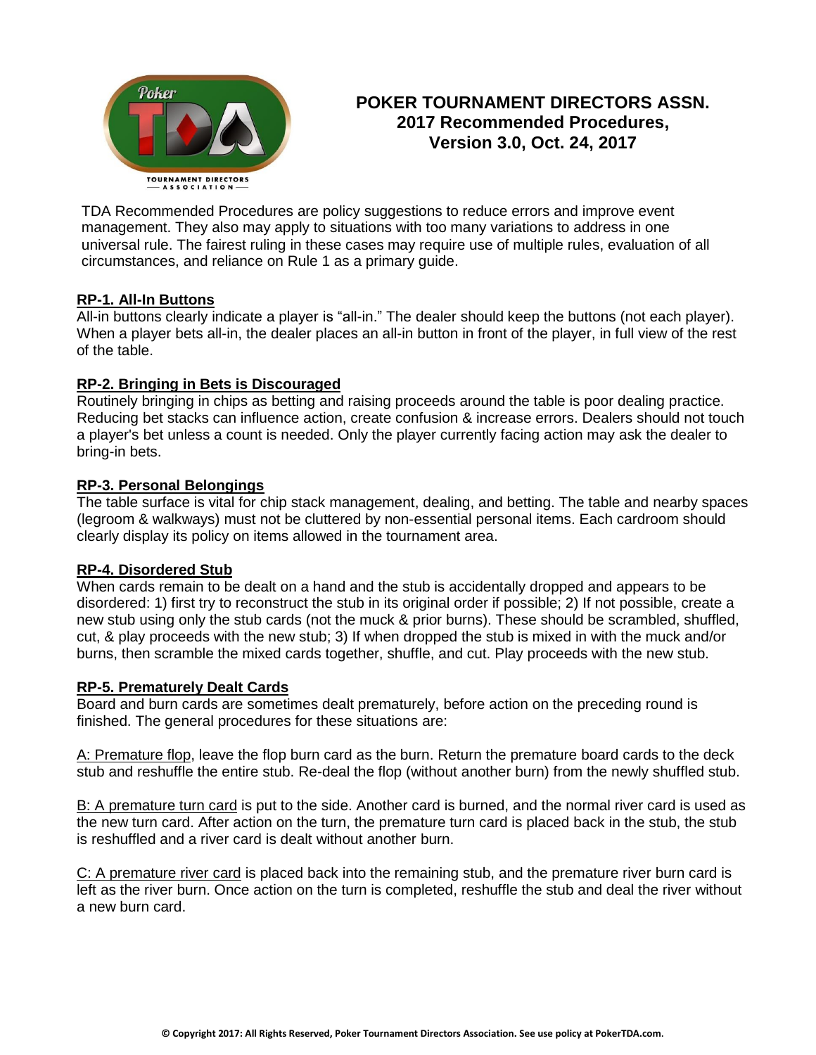# POKER TOURNAMENT DIRECTORS ASSN. 2017 Recommended Procedures, Version 3.0, Oct. 24, 2017

TDA Recommended Procedures are policy suggestions to reduce errors and improve event management. They also may apply to situations with too many variations to address in one universal rule. The fairest ruling in these cases may require use of multiple rules, evaluation of all circumstances, and reliance on Rule 1 as a primary guide.

## RP-1. All-In Buttons

All-in buttons clearly indicate a player is "all-in." The dealer should keep the buttons (not each player). When a player bets all-in, the dealer places an all-in button in front of the player, in full view of the rest of the table.

## RP-2. Bringing in Bets is Discouraged

Routinely bringing in chips as betting and raising proceeds around the table is poor dealing practice. Reducing bet stacks can influence action, create confusion & increase errors. Dealers should not touch a player's bet unless a count is needed. Only the player currently facing action may ask the dealer to bring-in bets.

## RP-3. Personal Belongings

The table surface is vital for chip stack management, dealing, and betting. The table and nearby spaces (legroom & walkways) must not be cluttered by non-essential personal items. Each cardroom should clearly display its policy on items allowed in the tournament area.

## RP-4. Disordered Stub

When cards remain to be dealt on a hand and the stub is accidentally dropped and appears to be disordered: 1) first try to reconstruct the stub in its original order if possible; 2) If not possible, create a new stub using only the stub cards (not the muck & prior burns). These should be scrambled, shuffled, cut, & play proceeds with the new stub; 3) If when dropped the stub is mixed in with the muck and/or burns, then scramble the mixed cards together, shuffle, and cut. Play proceeds with the new stub.

## RP-5. Prematurely Dealt Cards

Board and burn cards are sometimes dealt prematurely, before action on the preceding round is finished. The general procedures for these situations are:

A: Premature flop, leave the flop burn card as the burn. Return the premature board cards to the deck stub and reshuffle the entire stub. Re-deal the flop (without another burn) from the newly shuffled stub.

B: A premature turn card is put to the side. Another card is burned, and the normal river card is used as the new turn card. After action on the turn, the premature turn card is placed back in the stub, the stub is reshuffled and a river card is dealt without another burn.

C: A premature river card is placed back into the remaining stub, and the premature river burn card is left as the river burn. Once action on the turn is completed, reshuffle the stub and deal the river without a new burn card.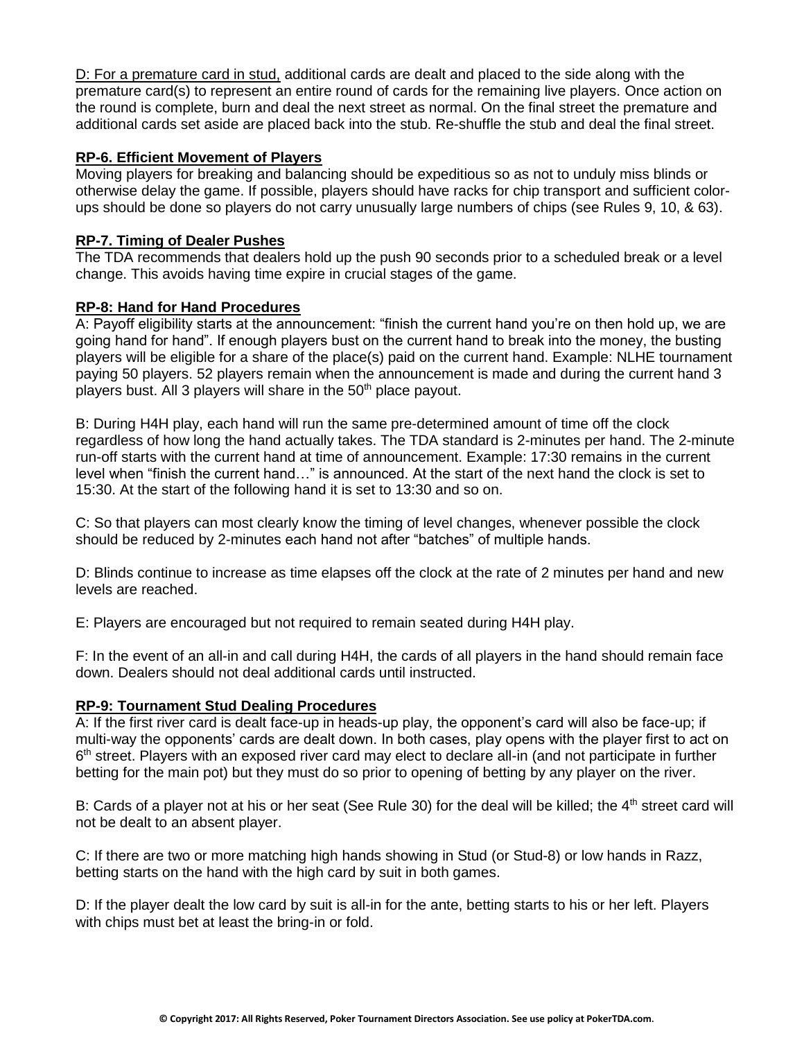D: For a premature card in stud, additional cards are dealt and placed to the side along with the premature card(s) to represent an entire round of cards for the remaining live players. Once action on the round is complete, burn and deal the next street as normal. On the final street the premature and additional cards set aside are placed back into the stub. Re-shuffle the stub and deal the final street.

**RP-6. Efficient Movement of Players**

Moving players for breaking and balancing should be expeditious so as not to unduly miss blinds or otherwise delay the game. If possible, players should have racks for chip transport and sufficient color-ups should be done so players do not carry unusually large numbers of chips (see Rules 9, 10, & 63).

**RP-7. Timing of Dealer Pushes**

The TDA recommends that dealers hold up the push 90 seconds prior to a scheduled break or a level change. This avoids having time expire in crucial stages of the game.

**RP-8: Hand for Hand Procedures**

A: Payoff eligibility starts at the announcement: "finish the current hand you're on then hold up, we are going hand for hand". If enough players bust on the current hand to break into the money, the busting players will be eligible for a share of the place(s) paid on the current hand. Example: NLHE tournament paying 50 players. 52 players remain when the announcement is made and during the current hand 3 players bust. All 3 players will share in the 50th place payout.

B: During H4H play, each hand will run the same pre-determined amount of time off the clock regardless of how long the hand actually takes. The TDA standard is 2-minutes per hand. The 2-minute run-off starts with the current hand at time of announcement. Example: 17:30 remains in the current level when "finish the current hand…" is announced. At the start of the next hand the clock is set to 15:30. At the start of the following hand it is set to 13:30 and so on.

C: So that players can most clearly know the timing of level changes, whenever possible the clock should be reduced by 2-minutes each hand not after "batches" of multiple hands.

D: Blinds continue to increase as time elapses off the clock at the rate of 2 minutes per hand and new levels are reached.

E: Players are encouraged but not required to remain seated during H4H play.

F: In the event of an all-in and call during H4H, the cards of all players in the hand should remain face down. Dealers should not deal additional cards until instructed.

**RP-9: Tournament Stud Dealing Procedures**

A: If the first river card is dealt face-up in heads-up play, the opponent's card will also be face-up; if multi-way the opponents' cards are dealt down. In both cases, play opens with the player first to act on 6th street. Players with an exposed river card may elect to declare all-in (and not participate in further betting for the main pot) but they must do so prior to opening of betting by any player on the river.

B: Cards of a player not at his or her seat (See Rule 30) for the deal will be killed; the 4th street card will not be dealt to an absent player.

C: If there are two or more matching high hands showing in Stud (or Stud-8) or low hands in Razz, betting starts on the hand with the high card by suit in both games.

D: If the player dealt the low card by suit is all-in for the ante, betting starts to his or her left. Players with chips must bet at least the bring-in or fold.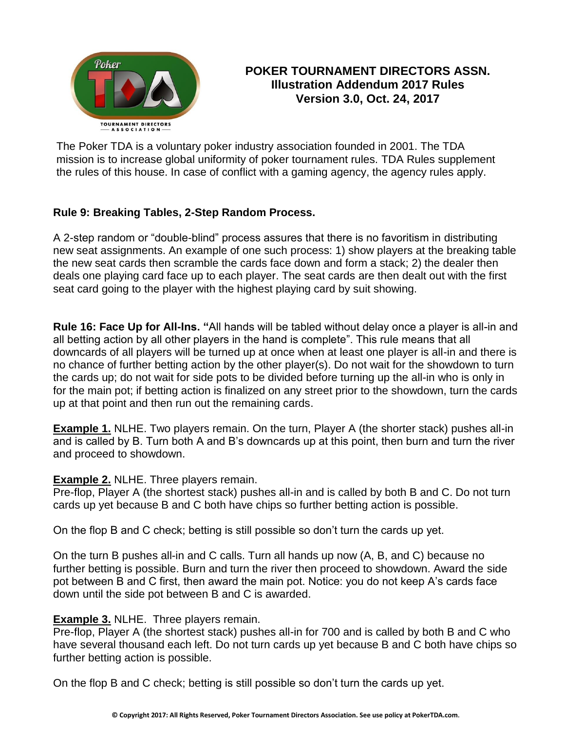# POKER TOURNAMENT DIRECTORS ASSN.
## Illustration Addendum 2017 Rules
## Version 3.0, Oct. 24, 2017

The Poker TDA is a voluntary poker industry association founded in 2001. The TDA mission is to increase global uniformity of poker tournament rules. TDA Rules supplement the rules of this house. In case of conflict with a gaming agency, the agency rules apply.

**Rule 9: Breaking Tables, 2-Step Random Process.**

A 2-step random or "double-blind" process assures that there is no favoritism in distributing new seat assignments. An example of one such process: 1) show players at the breaking table the new seat cards then scramble the cards face down and form a stack; 2) the dealer then deals one playing card face up to each player. The seat cards are then dealt out with the first seat card going to the player with the highest playing card by suit showing.

**Rule 16: Face Up for All-Ins. "**All hands will be tabled without delay once a player is all-in and all betting action by all other players in the hand is complete". This rule means that all downcards of all players will be turned up at once when at least one player is all-in and there is no chance of further betting action by the other player(s). Do not wait for the showdown to turn the cards up; do not wait for side pots to be divided before turning up the all-in who is only in for the main pot; if betting action is finalized on any street prior to the showdown, turn the cards up at that point and then run out the remaining cards.

**Example 1.** NLHE. Two players remain. On the turn, Player A (the shorter stack) pushes all-in and is called by B. Turn both A and B's downcards up at this point, then burn and turn the river and proceed to showdown.

**Example 2.** NLHE. Three players remain.
Pre-flop, Player A (the shortest stack) pushes all-in and is called by both B and C. Do not turn cards up yet because B and C both have chips so further betting action is possible.

On the flop B and C check; betting is still possible so don't turn the cards up yet.

On the turn B pushes all-in and C calls. Turn all hands up now (A, B, and C) because no further betting is possible. Burn and turn the river then proceed to showdown. Award the side pot between B and C first, then award the main pot. Notice: you do not keep A's cards face down until the side pot between B and C is awarded.

**Example 3.** NLHE. Three players remain.
Pre-flop, Player A (the shortest stack) pushes all-in for 700 and is called by both B and C who have several thousand each left. Do not turn cards up yet because B and C both have chips so further betting action is possible.

On the flop B and C check; betting is still possible so don't turn the cards up yet.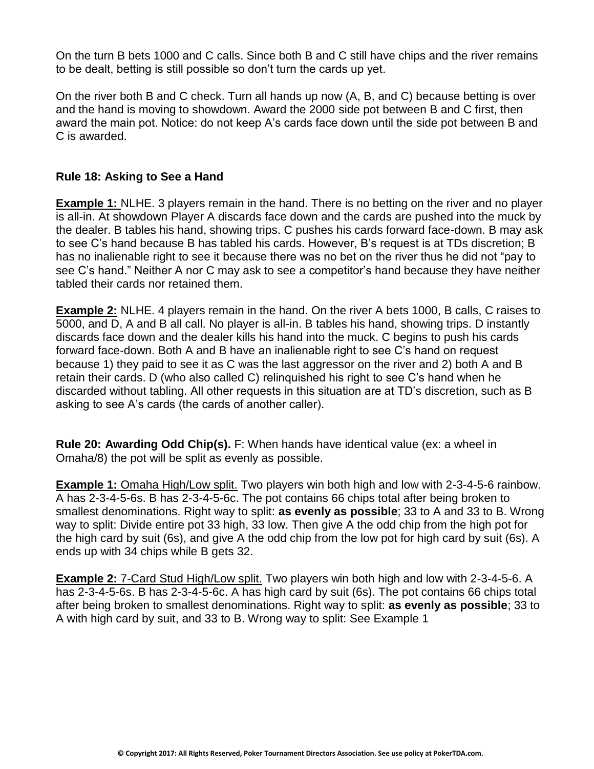On the turn B bets 1000 and C calls. Since both B and C still have chips and the river remains to be dealt, betting is still possible so don't turn the cards up yet.

On the river both B and C check. Turn all hands up now (A, B, and C) because betting is over and the hand is moving to showdown. Award the 2000 side pot between B and C first, then award the main pot. Notice: do not keep A's cards face down until the side pot between B and C is awarded.

### Rule 18: Asking to See a Hand

**<u>Example 1:</u>** NLHE. 3 players remain in the hand. There is no betting on the river and no player is all-in. At showdown Player A discards face down and the cards are pushed into the muck by the dealer. B tables his hand, showing trips. C pushes his cards forward face-down. B may ask to see C's hand because B has tabled his cards. However, B's request is at TDs discretion; B has no inalienable right to see it because there was no bet on the river thus he did not "pay to see C's hand." Neither A nor C may ask to see a competitor's hand because they have neither tabled their cards nor retained them.

**<u>Example 2:</u>** NLHE. 4 players remain in the hand. On the river A bets 1000, B calls, C raises to 5000, and D, A and B all call. No player is all-in. B tables his hand, showing trips. D instantly discards face down and the dealer kills his hand into the muck. C begins to push his cards forward face-down. Both A and B have an inalienable right to see C's hand on request because 1) they paid to see it as C was the last aggressor on the river and 2) both A and B retain their cards. D (who also called C) relinquished his right to see C's hand when he discarded without tabling. All other requests in this situation are at TD's discretion, such as B asking to see A's cards (the cards of another caller).

**Rule 20: Awarding Odd Chip(s).** F: When hands have identical value (ex: a wheel in Omaha/8) the pot will be split as evenly as possible.

**<u>Example 1:</u>** <u>Omaha High/Low split.</u> Two players win both high and low with 2-3-4-5-6 rainbow. A has 2-3-4-5-6s. B has 2-3-4-5-6c. The pot contains 66 chips total after being broken to smallest denominations. Right way to split: **as evenly as possible**; 33 to A and 33 to B. Wrong way to split: Divide entire pot 33 high, 33 low. Then give A the odd chip from the high pot for the high card by suit (6s), and give A the odd chip from the low pot for high card by suit (6s). A ends up with 34 chips while B gets 32.

**<u>Example 2:</u>** <u>7-Card Stud High/Low split.</u> Two players win both high and low with 2-3-4-5-6. A has 2-3-4-5-6s. B has 2-3-4-5-6c. A has high card by suit (6s). The pot contains 66 chips total after being broken to smallest denominations. Right way to split: **as evenly as possible**; 33 to A with high card by suit, and 33 to B. Wrong way to split: See Example 1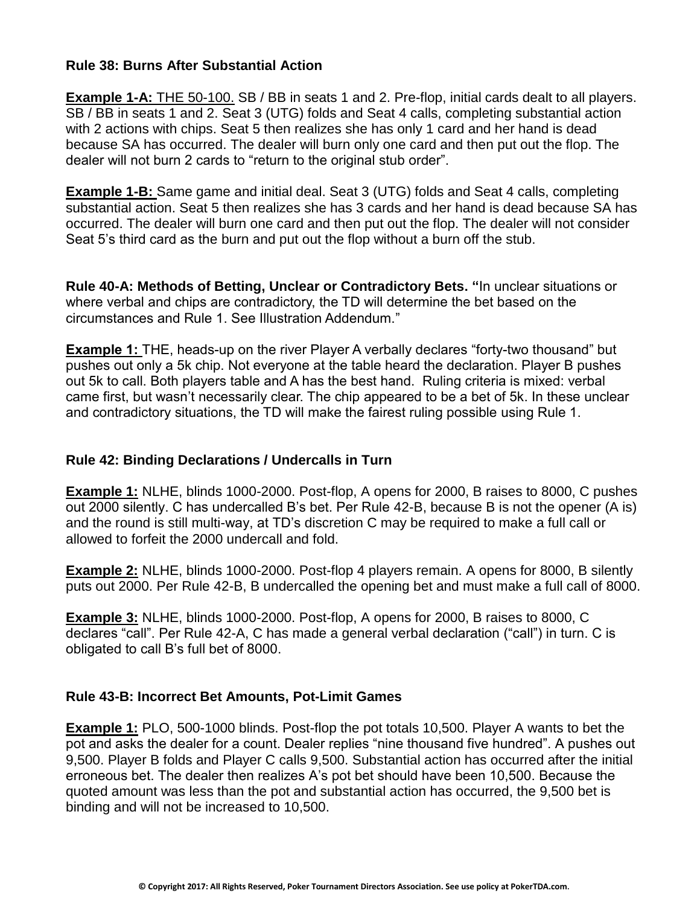### Rule 38: Burns After Substantial Action

**Example 1-A:** THE 50-100. SB / BB in seats 1 and 2. Pre-flop, initial cards dealt to all players. SB / BB in seats 1 and 2. Seat 3 (UTG) folds and Seat 4 calls, completing substantial action with 2 actions with chips. Seat 5 then realizes she has only 1 card and her hand is dead because SA has occurred. The dealer will burn only one card and then put out the flop. The dealer will not burn 2 cards to "return to the original stub order".

**Example 1-B:** Same game and initial deal. Seat 3 (UTG) folds and Seat 4 calls, completing substantial action. Seat 5 then realizes she has 3 cards and her hand is dead because SA has occurred. The dealer will burn one card and then put out the flop. The dealer will not consider Seat 5's third card as the burn and put out the flop without a burn off the stub.

### Rule 40-A: Methods of Betting, Unclear or Contradictory Bets.

"In unclear situations or where verbal and chips are contradictory, the TD will determine the bet based on the circumstances and Rule 1. See Illustration Addendum."

**Example 1:** THE, heads-up on the river Player A verbally declares "forty-two thousand" but pushes out only a 5k chip. Not everyone at the table heard the declaration. Player B pushes out 5k to call. Both players table and A has the best hand. Ruling criteria is mixed: verbal came first, but wasn't necessarily clear. The chip appeared to be a bet of 5k. In these unclear and contradictory situations, the TD will make the fairest ruling possible using Rule 1.

### Rule 42: Binding Declarations / Undercalls in Turn

**Example 1:** NLHE, blinds 1000-2000. Post-flop, A opens for 2000, B raises to 8000, C pushes out 2000 silently. C has undercalled B's bet. Per Rule 42-B, because B is not the opener (A is) and the round is still multi-way, at TD's discretion C may be required to make a full call or allowed to forfeit the 2000 undercall and fold.

**Example 2:** NLHE, blinds 1000-2000. Post-flop 4 players remain. A opens for 8000, B silently puts out 2000. Per Rule 42-B, B undercalled the opening bet and must make a full call of 8000.

**Example 3:** NLHE, blinds 1000-2000. Post-flop, A opens for 2000, B raises to 8000, C declares "call". Per Rule 42-A, C has made a general verbal declaration ("call") in turn. C is obligated to call B's full bet of 8000.

### Rule 43-B: Incorrect Bet Amounts, Pot-Limit Games

**Example 1:** PLO, 500-1000 blinds. Post-flop the pot totals 10,500. Player A wants to bet the pot and asks the dealer for a count. Dealer replies "nine thousand five hundred". A pushes out 9,500. Player B folds and Player C calls 9,500. Substantial action has occurred after the initial erroneous bet. The dealer then realizes A's pot bet should have been 10,500. Because the quoted amount was less than the pot and substantial action has occurred, the 9,500 bet is binding and will not be increased to 10,500.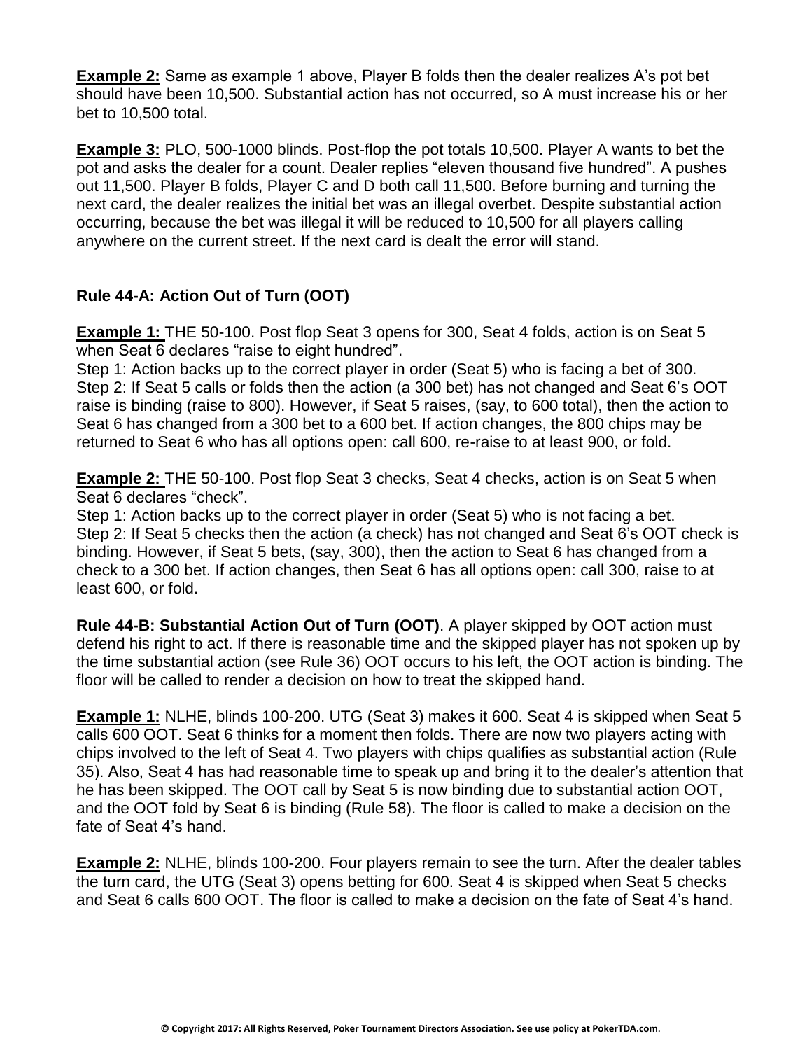**Example 2:** Same as example 1 above, Player B folds then the dealer realizes A's pot bet should have been 10,500. Substantial action has not occurred, so A must increase his or her bet to 10,500 total.

**Example 3:** PLO, 500-1000 blinds. Post-flop the pot totals 10,500. Player A wants to bet the pot and asks the dealer for a count. Dealer replies "eleven thousand five hundred". A pushes out 11,500. Player B folds, Player C and D both call 11,500. Before burning and turning the next card, the dealer realizes the initial bet was an illegal overbet. Despite substantial action occurring, because the bet was illegal it will be reduced to 10,500 for all players calling anywhere on the current street. If the next card is dealt the error will stand.

**Rule 44-A: Action Out of Turn (OOT)**

**Example 1:** THE 50-100. Post flop Seat 3 opens for 300, Seat 4 folds, action is on Seat 5 when Seat 6 declares "raise to eight hundred".
Step 1: Action backs up to the correct player in order (Seat 5) who is facing a bet of 300.
Step 2: If Seat 5 calls or folds then the action (a 300 bet) has not changed and Seat 6's OOT raise is binding (raise to 800). However, if Seat 5 raises, (say, to 600 total), then the action to Seat 6 has changed from a 300 bet to a 600 bet. If action changes, the 800 chips may be returned to Seat 6 who has all options open: call 600, re-raise to at least 900, or fold.

**Example 2:** THE 50-100. Post flop Seat 3 checks, Seat 4 checks, action is on Seat 5 when Seat 6 declares "check".
Step 1: Action backs up to the correct player in order (Seat 5) who is not facing a bet.
Step 2: If Seat 5 checks then the action (a check) has not changed and Seat 6's OOT check is binding. However, if Seat 5 bets, (say, 300), then the action to Seat 6 has changed from a check to a 300 bet. If action changes, then Seat 6 has all options open: call 300, raise to at least 600, or fold.

**Rule 44-B: Substantial Action Out of Turn (OOT)**. A player skipped by OOT action must defend his right to act. If there is reasonable time and the skipped player has not spoken up by the time substantial action (see Rule 36) OOT occurs to his left, the OOT action is binding. The floor will be called to render a decision on how to treat the skipped hand.

**Example 1:** NLHE, blinds 100-200. UTG (Seat 3) makes it 600. Seat 4 is skipped when Seat 5 calls 600 OOT. Seat 6 thinks for a moment then folds. There are now two players acting with chips involved to the left of Seat 4. Two players with chips qualifies as substantial action (Rule 35). Also, Seat 4 has had reasonable time to speak up and bring it to the dealer's attention that he has been skipped. The OOT call by Seat 5 is now binding due to substantial action OOT, and the OOT fold by Seat 6 is binding (Rule 58). The floor is called to make a decision on the fate of Seat 4's hand.

**Example 2:** NLHE, blinds 100-200. Four players remain to see the turn. After the dealer tables the turn card, the UTG (Seat 3) opens betting for 600. Seat 4 is skipped when Seat 5 checks and Seat 6 calls 600 OOT. The floor is called to make a decision on the fate of Seat 4's hand.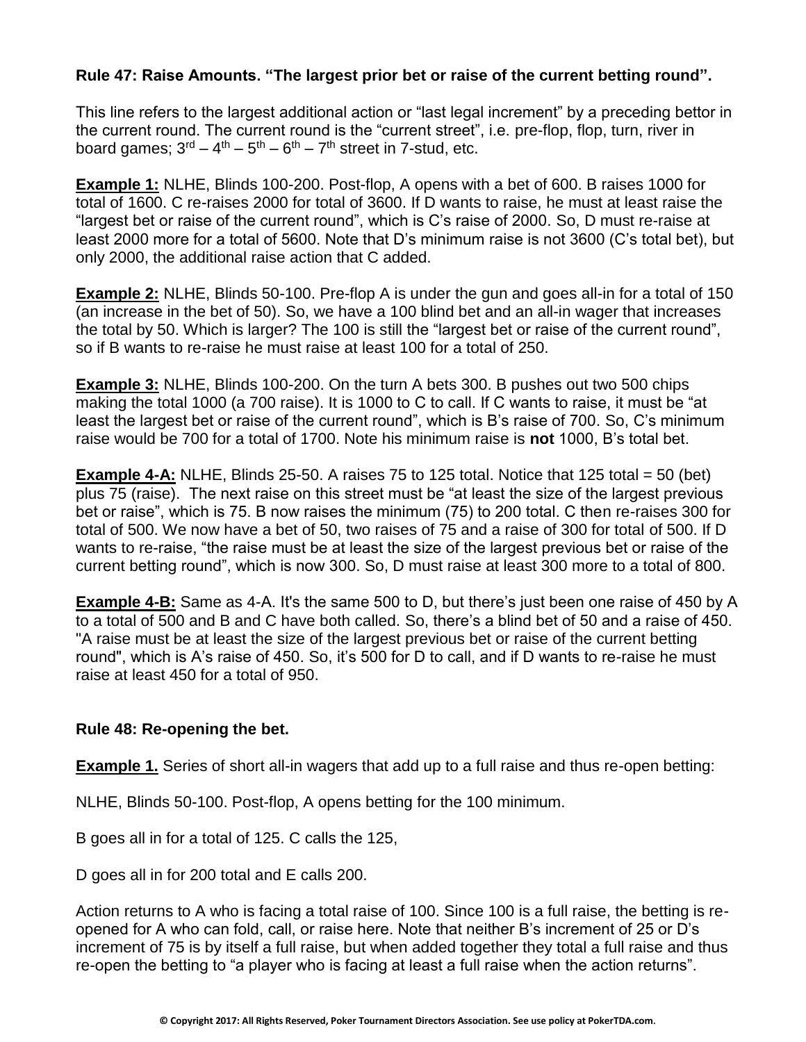**Rule 47: Raise Amounts. "The largest prior bet or raise of the current betting round".**

This line refers to the largest additional action or "last legal increment" by a preceding bettor in the current round. The current round is the "current street", i.e. pre-flop, flop, turn, river in board games; 3rd – 4th – 5th – 6th – 7th street in 7-stud, etc.

**Example 1:** NLHE, Blinds 100-200. Post-flop, A opens with a bet of 600. B raises 1000 for total of 1600. C re-raises 2000 for total of 3600. If D wants to raise, he must at least raise the "largest bet or raise of the current round", which is C's raise of 2000. So, D must re-raise at least 2000 more for a total of 5600. Note that D's minimum raise is not 3600 (C's total bet), but only 2000, the additional raise action that C added.

**Example 2:** NLHE, Blinds 50-100. Pre-flop A is under the gun and goes all-in for a total of 150 (an increase in the bet of 50). So, we have a 100 blind bet and an all-in wager that increases the total by 50. Which is larger? The 100 is still the "largest bet or raise of the current round", so if B wants to re-raise he must raise at least 100 for a total of 250.

**Example 3:** NLHE, Blinds 100-200. On the turn A bets 300. B pushes out two 500 chips making the total 1000 (a 700 raise). It is 1000 to C to call. If C wants to raise, it must be "at least the largest bet or raise of the current round", which is B's raise of 700. So, C's minimum raise would be 700 for a total of 1700. Note his minimum raise is **not** 1000, B's total bet.

**Example 4-A:** NLHE, Blinds 25-50. A raises 75 to 125 total. Notice that 125 total = 50 (bet) plus 75 (raise). The next raise on this street must be "at least the size of the largest previous bet or raise", which is 75. B now raises the minimum (75) to 200 total. C then re-raises 300 for total of 500. We now have a bet of 50, two raises of 75 and a raise of 300 for total of 500. If D wants to re-raise, "the raise must be at least the size of the largest previous bet or raise of the current betting round", which is now 300. So, D must raise at least 300 more to a total of 800.

**Example 4-B:** Same as 4-A. It's the same 500 to D, but there's just been one raise of 450 by A to a total of 500 and B and C have both called. So, there's a blind bet of 50 and a raise of 450. "A raise must be at least the size of the largest previous bet or raise of the current betting round", which is A's raise of 450. So, it's 500 for D to call, and if D wants to re-raise he must raise at least 450 for a total of 950.

**Rule 48: Re-opening the bet.**

**Example 1.** Series of short all-in wagers that add up to a full raise and thus re-open betting:

NLHE, Blinds 50-100. Post-flop, A opens betting for the 100 minimum.

B goes all in for a total of 125. C calls the 125,

D goes all in for 200 total and E calls 200.

Action returns to A who is facing a total raise of 100. Since 100 is a full raise, the betting is re-opened for A who can fold, call, or raise here. Note that neither B's increment of 25 or D's increment of 75 is by itself a full raise, but when added together they total a full raise and thus re-open the betting to "a player who is facing at least a full raise when the action returns".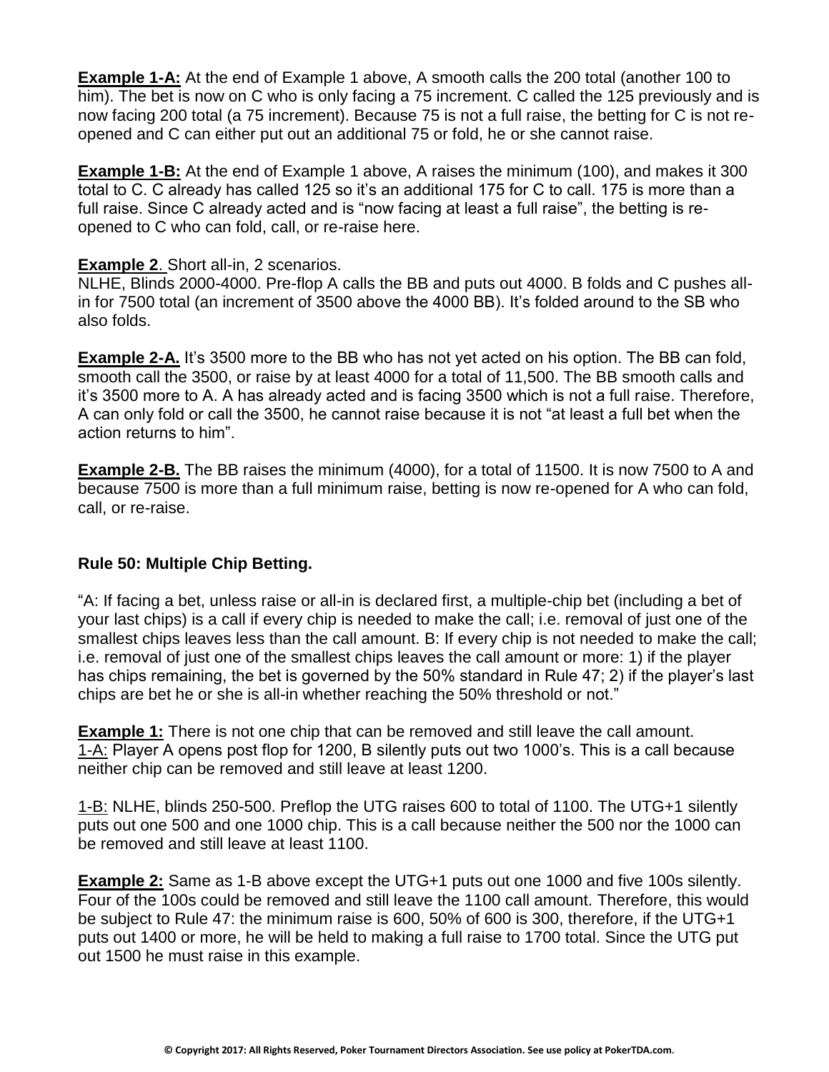**Example 1-A:** At the end of Example 1 above, A smooth calls the 200 total (another 100 to him). The bet is now on C who is only facing a 75 increment. C called the 125 previously and is now facing 200 total (a 75 increment). Because 75 is not a full raise, the betting for C is not re-opened and C can either put out an additional 75 or fold, he or she cannot raise.

**Example 1-B:** At the end of Example 1 above, A raises the minimum (100), and makes it 300 total to C. C already has called 125 so it's an additional 175 for C to call. 175 is more than a full raise. Since C already acted and is "now facing at least a full raise", the betting is re-opened to C who can fold, call, or re-raise here.

**Example 2**. Short all-in, 2 scenarios.
NLHE, Blinds 2000-4000. Pre-flop A calls the BB and puts out 4000. B folds and C pushes all-in for 7500 total (an increment of 3500 above the 4000 BB). It's folded around to the SB who also folds.

**Example 2-A.** It's 3500 more to the BB who has not yet acted on his option. The BB can fold, smooth call the 3500, or raise by at least 4000 for a total of 11,500. The BB smooth calls and it's 3500 more to A. A has already acted and is facing 3500 which is not a full raise. Therefore, A can only fold or call the 3500, he cannot raise because it is not "at least a full bet when the action returns to him".

**Example 2-B.** The BB raises the minimum (4000), for a total of 11500. It is now 7500 to A and because 7500 is more than a full minimum raise, betting is now re-opened for A who can fold, call, or re-raise.

### Rule 50: Multiple Chip Betting.

"A: If facing a bet, unless raise or all-in is declared first, a multiple-chip bet (including a bet of your last chips) is a call if every chip is needed to make the call; i.e. removal of just one of the smallest chips leaves less than the call amount. B: If every chip is not needed to make the call; i.e. removal of just one of the smallest chips leaves the call amount or more: 1) if the player has chips remaining, the bet is governed by the 50% standard in Rule 47; 2) if the player's last chips are bet he or she is all-in whether reaching the 50% threshold or not."

**Example 1:** There is not one chip that can be removed and still leave the call amount.
1-A: Player A opens post flop for 1200, B silently puts out two 1000's. This is a call because neither chip can be removed and still leave at least 1200.

1-B: NLHE, blinds 250-500. Preflop the UTG raises 600 to total of 1100. The UTG+1 silently puts out one 500 and one 1000 chip. This is a call because neither the 500 nor the 1000 can be removed and still leave at least 1100.

**Example 2:** Same as 1-B above except the UTG+1 puts out one 1000 and five 100s silently. Four of the 100s could be removed and still leave the 1100 call amount. Therefore, this would be subject to Rule 47: the minimum raise is 600, 50% of 600 is 300, therefore, if the UTG+1 puts out 1400 or more, he will be held to making a full raise to 1700 total. Since the UTG put out 1500 he must raise in this example.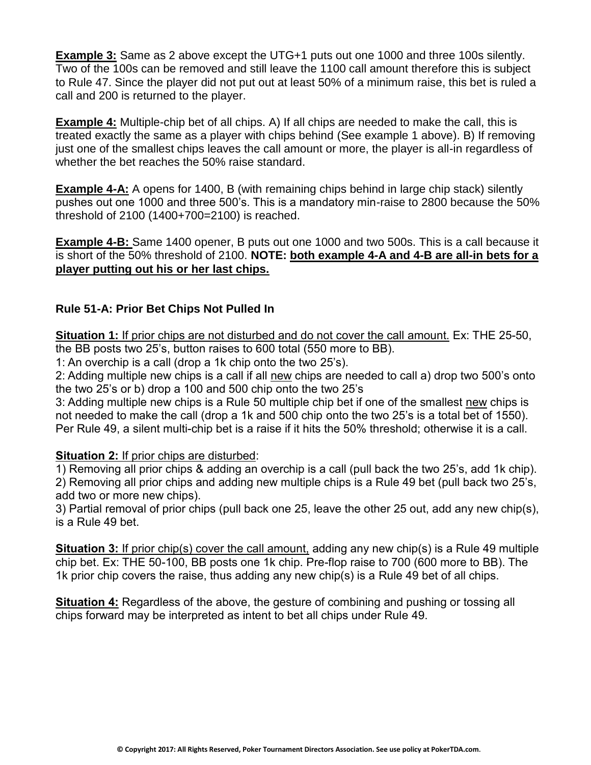**Example 3:** Same as 2 above except the UTG+1 puts out one 1000 and three 100s silently. Two of the 100s can be removed and still leave the 1100 call amount therefore this is subject to Rule 47. Since the player did not put out at least 50% of a minimum raise, this bet is ruled a call and 200 is returned to the player.

**Example 4:** Multiple-chip bet of all chips. A) If all chips are needed to make the call, this is treated exactly the same as a player with chips behind (See example 1 above). B) If removing just one of the smallest chips leaves the call amount or more, the player is all-in regardless of whether the bet reaches the 50% raise standard.

**Example 4-A:** A opens for 1400, B (with remaining chips behind in large chip stack) silently pushes out one 1000 and three 500's. This is a mandatory min-raise to 2800 because the 50% threshold of 2100 (1400+700=2100) is reached.

**Example 4-B:** Same 1400 opener, B puts out one 1000 and two 500s. This is a call because it is short of the 50% threshold of 2100. **NOTE: both example 4-A and 4-B are all-in bets for a player putting out his or her last chips.**

### Rule 51-A: Prior Bet Chips Not Pulled In

**Situation 1:** If prior chips are not disturbed and do not cover the call amount. Ex: THE 25-50, the BB posts two 25's, button raises to 600 total (550 more to BB).

1: An overchip is a call (drop a 1k chip onto the two 25's).

2: Adding multiple new chips is a call if all new chips are needed to call a) drop two 500's onto the two 25's or b) drop a 100 and 500 chip onto the two 25's

3: Adding multiple new chips is a Rule 50 multiple chip bet if one of the smallest new chips is not needed to make the call (drop a 1k and 500 chip onto the two 25's is a total bet of 1550). Per Rule 49, a silent multi-chip bet is a raise if it hits the 50% threshold; otherwise it is a call.

**Situation 2:** If prior chips are disturbed:

1) Removing all prior chips & adding an overchip is a call (pull back the two 25's, add 1k chip).

2) Removing all prior chips and adding new multiple chips is a Rule 49 bet (pull back two 25's, add two or more new chips).

3) Partial removal of prior chips (pull back one 25, leave the other 25 out, add any new chip(s), is a Rule 49 bet.

**Situation 3:** If prior chip(s) cover the call amount, adding any new chip(s) is a Rule 49 multiple chip bet. Ex: THE 50-100, BB posts one 1k chip. Pre-flop raise to 700 (600 more to BB). The 1k prior chip covers the raise, thus adding any new chip(s) is a Rule 49 bet of all chips.

**Situation 4:** Regardless of the above, the gesture of combining and pushing or tossing all chips forward may be interpreted as intent to bet all chips under Rule 49.